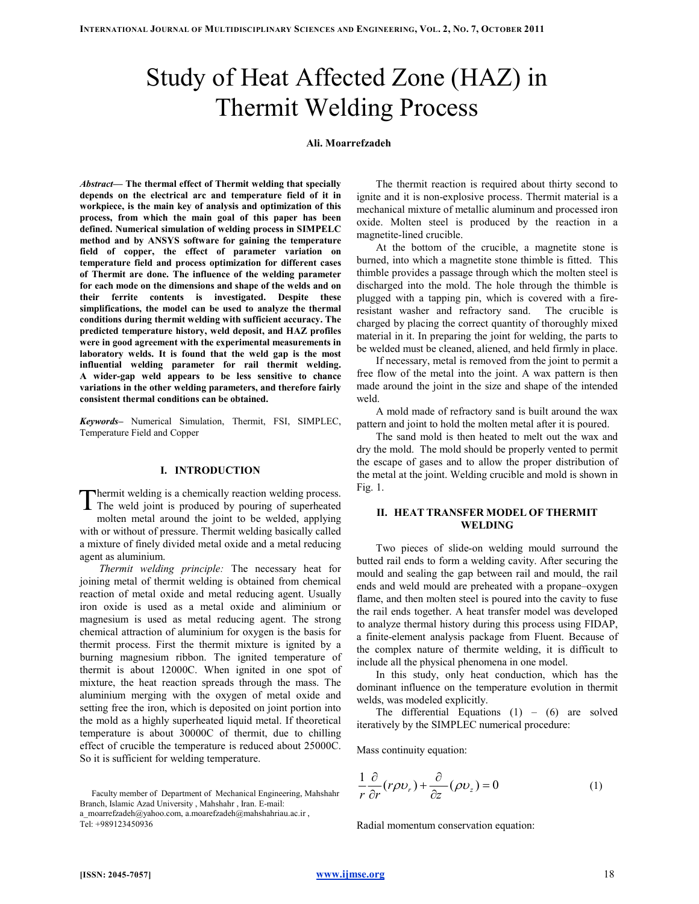# Study of Heat Affected Zone (HAZ) in Thermit Welding Process

**Ali. Moarrefzadeh**

***Abstract*— The thermal effect of Thermit welding that specially depends on the electrical arc and temperature field of it in workpiece, is the main key of analysis and optimization of this process, from which the main goal of this paper has been defined. Numerical simulation of welding process in SIMPELC method and by ANSYS software for gaining the temperature field of copper, the effect of parameter variation on temperature field and process optimization for different cases of Thermit are done. The influence of the welding parameter for each mode on the dimensions and shape of the welds and on their ferrite contents is investigated. Despite these simplifications, the model can be used to analyze the thermal conditions during thermit welding with sufficient accuracy. The predicted temperature history, weld deposit, and HAZ profiles were in good agreement with the experimental measurements in laboratory welds. It is found that the weld gap is the most influential welding parameter for rail thermit welding. A wider-gap weld appears to be less sensitive to chance variations in the other welding parameters, and therefore fairly consistent thermal conditions can be obtained.**

***Keywords–*** Numerical Simulation, Thermit, FSI, SIMPLEC, Temperature Field and Copper

## I. INTRODUCTION

Thermit welding is a chemically reaction welding process. The weld joint is produced by pouring of superheated molten metal around the joint to be welded, applying with or without of pressure. Thermit welding basically called a mixture of finely divided metal oxide and a metal reducing agent as aluminium.

*Thermit welding principle:* The necessary heat for joining metal of thermit welding is obtained from chemical reaction of metal oxide and metal reducing agent. Usually iron oxide is used as a metal oxide and aliminium or magnesium is used as metal reducing agent. The strong chemical attraction of aluminium for oxygen is the basis for thermit process. First the thermit mixture is ignited by a burning magnesium ribbon. The ignited temperature of thermit is about 12000C. When ignited in one spot of mixture, the heat reaction spreads through the mass. The aluminium merging with the oxygen of metal oxide and setting free the iron, which is deposited on joint portion into the mold as a highly superheated liquid metal. If theoretical temperature is about 30000C of thermit, due to chilling effect of crucible the temperature is reduced about 25000C. So it is sufficient for welding temperature.

Faculty member of Department of Mechanical Engineering, Mahshahr Branch, Islamic Azad University , Mahshahr , Iran. E-mail: a_moarrefzadeh@yahoo.com, a.moarefzadeh@mahshahriau.ac.ir , Tel: +989123450936

The thermit reaction is required about thirty second to ignite and it is non-explosive process. Thermit material is a mechanical mixture of metallic aluminum and processed iron oxide. Molten steel is produced by the reaction in a magnetite-lined crucible.

At the bottom of the crucible, a magnetite stone is burned, into which a magnetite stone thimble is fitted. This thimble provides a passage through which the molten steel is discharged into the mold. The hole through the thimble is plugged with a tapping pin, which is covered with a fire-resistant washer and refractory sand. The crucible is charged by placing the correct quantity of thoroughly mixed material in it. In preparing the joint for welding, the parts to be welded must be cleaned, aliened, and held firmly in place.

If necessary, metal is removed from the joint to permit a free flow of the metal into the joint. A wax pattern is then made around the joint in the size and shape of the intended weld.

A mold made of refractory sand is built around the wax pattern and joint to hold the molten metal after it is poured.

The sand mold is then heated to melt out the wax and dry the mold. The mold should be properly vented to permit the escape of gases and to allow the proper distribution of the metal at the joint. Welding crucible and mold is shown in Fig. 1.

## II. HEAT TRANSFER MODEL OF THERMIT WELDING

Two pieces of slide-on welding mould surround the butted rail ends to form a welding cavity. After securing the mould and sealing the gap between rail and mould, the rail ends and weld mould are preheated with a propane–oxygen flame, and then molten steel is poured into the cavity to fuse the rail ends together. A heat transfer model was developed to analyze thermal history during this process using FIDAP, a finite-element analysis package from Fluent. Because of the complex nature of thermite welding, it is difficult to include all the physical phenomena in one model.

In this study, only heat conduction, which has the dominant influence on the temperature evolution in thermit welds, was modeled explicitly.

The differential Equations (1) – (6) are solved iteratively by the SIMPLEC numerical procedure:

Mass continuity equation:

$$\frac{1}{r}\frac{\partial}{\partial r}(r\rho\upsilon_r)+\frac{\partial}{\partial z}(\rho\upsilon_z)=0 \quad (1)$$

Radial momentum conservation equation: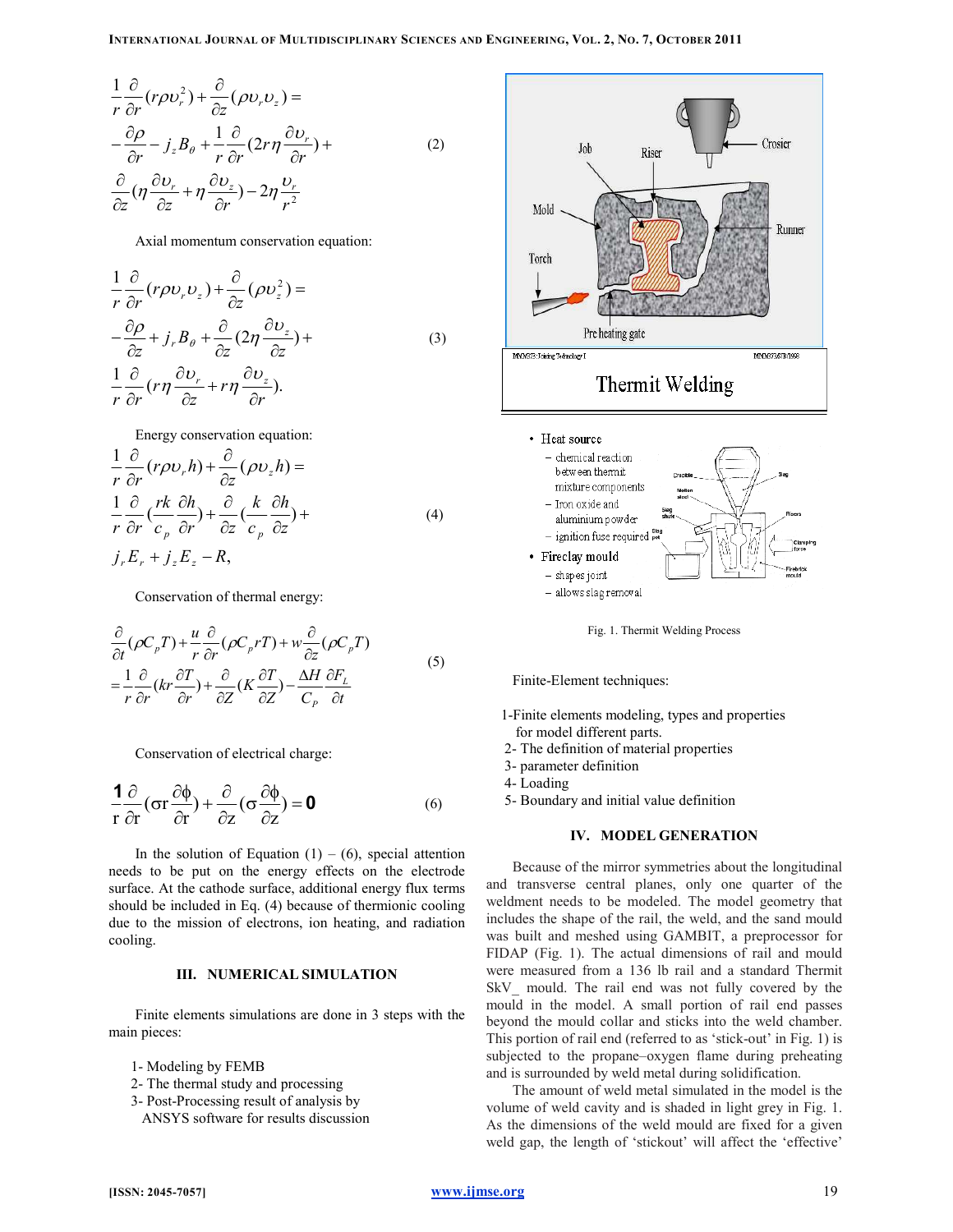$$\frac{1}{r}\frac{\partial}{\partial r}(r\rho\upsilon_r^2)+\frac{\partial}{\partial z}(\rho\upsilon_r\upsilon_z)=$$
$$-\frac{\partial\rho}{\partial r}-j_zB_\theta+\frac{1}{r}\frac{\partial}{\partial r}(2r\eta\frac{\partial\upsilon_r}{\partial r})+ \tag{2}$$
$$\frac{\partial}{\partial z}(\eta\frac{\partial\upsilon_r}{\partial z}+\eta\frac{\partial\upsilon_z}{\partial r})-2\eta\frac{\upsilon_r}{r^2}$$

Axial momentum conservation equation:

$$\frac{1}{r}\frac{\partial}{\partial r}(r\rho\upsilon_r\upsilon_z)+\frac{\partial}{\partial z}(\rho\upsilon_z^2)=$$
$$-\frac{\partial\rho}{\partial z}+j_rB_\theta+\frac{\partial}{\partial z}(2\eta\frac{\partial\upsilon_z}{\partial z})+ \tag{3}$$
$$\frac{1}{r}\frac{\partial}{\partial r}(r\eta\frac{\partial\upsilon_r}{\partial z}+r\eta\frac{\partial\upsilon_z}{\partial r}).$$

Energy conservation equation:

$$\frac{1}{r}\frac{\partial}{\partial r}(r\rho\upsilon_r h)+\frac{\partial}{\partial z}(\rho\upsilon_z h)=$$
$$\frac{1}{r}\frac{\partial}{\partial r}(\frac{rk}{c_p}\frac{\partial h}{\partial r})+\frac{\partial}{\partial z}(\frac{k}{c_p}\frac{\partial h}{\partial z})+ \tag{4}$$
$$j_rE_r+j_zE_z-R,$$

Conservation of thermal energy:

$$\frac{\partial}{\partial t}(\rho C_pT)+\frac{u}{r}\frac{\partial}{\partial r}(\rho C_p rT)+w\frac{\partial}{\partial z}(\rho C_pT)$$
$$=\frac{1}{r}\frac{\partial}{\partial r}(kr\frac{\partial T}{\partial r})+\frac{\partial}{\partial Z}(K\frac{\partial T}{\partial Z})-\frac{\Delta H}{C_P}\frac{\partial F_L}{\partial t} \tag{5}$$

Conservation of electrical charge:

$$\frac{1}{r}\frac{\partial}{\partial r}(\sigma r\frac{\partial\phi}{\partial r})+\frac{\partial}{\partial z}(\sigma\frac{\partial\phi}{\partial z})=0 \tag{6}$$

In the solution of Equation (1) – (6), special attention needs to be put on the energy effects on the electrode surface. At the cathode surface, additional energy flux terms should be included in Eq. (4) because of thermionic cooling due to the mission of electrons, ion heating, and radiation cooling.

## III. NUMERICAL SIMULATION

Finite elements simulations are done in 3 steps with the main pieces:

1- Modeling by FEMB
2- The thermal study and processing
3- Post-Processing result of analysis by ANSYS software for results discussion

Fig. 1. Thermit Welding Process

Finite-Element techniques:

1-Finite elements modeling, types and properties for model different parts.
2- The definition of material properties
3- parameter definition
4- Loading
5- Boundary and initial value definition

## IV. MODEL GENERATION

Because of the mirror symmetries about the longitudinal and transverse central planes, only one quarter of the weldment needs to be modeled. The model geometry that includes the shape of the rail, the weld, and the sand mould was built and meshed using GAMBIT, a preprocessor for FIDAP (Fig. 1). The actual dimensions of rail and mould were measured from a 136 lb rail and a standard Thermit SkV_ mould. The rail end was not fully covered by the mould in the model. A small portion of rail end passes beyond the mould collar and sticks into the weld chamber. This portion of rail end (referred to as 'stick-out' in Fig. 1) is subjected to the propane–oxygen flame during preheating and is surrounded by weld metal during solidification.

The amount of weld metal simulated in the model is the volume of weld cavity and is shaded in light grey in Fig. 1. As the dimensions of the weld mould are fixed for a given weld gap, the length of 'stickout' will affect the 'effective'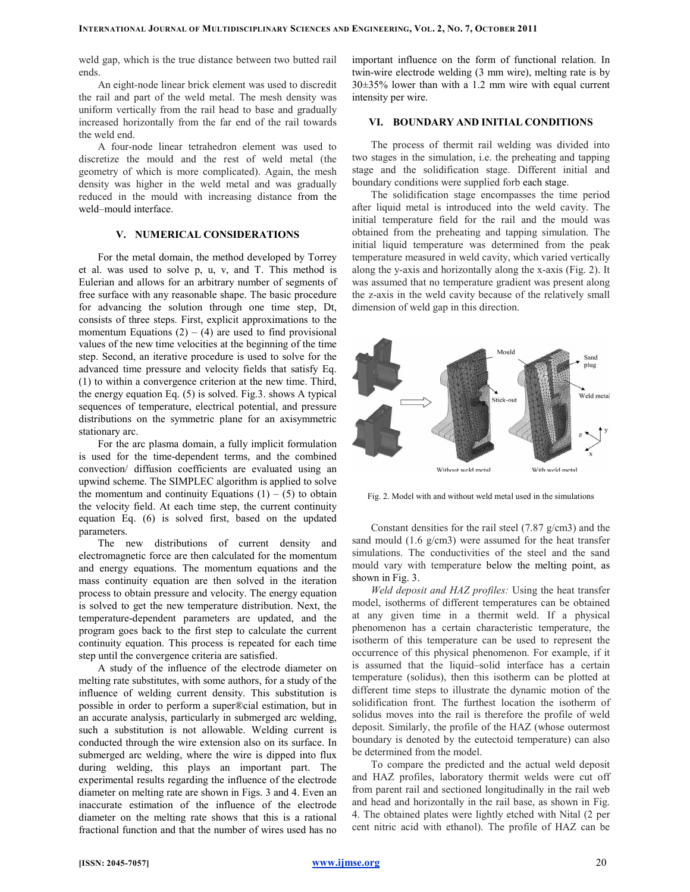weld gap, which is the true distance between two butted rail ends.

An eight-node linear brick element was used to discredit the rail and part of the weld metal. The mesh density was uniform vertically from the rail head to base and gradually increased horizontally from the far end of the rail towards the weld end.

A four-node linear tetrahedron element was used to discretize the mould and the rest of weld metal (the geometry of which is more complicated). Again, the mesh density was higher in the weld metal and was gradually reduced in the mould with increasing distance from the weld–mould interface.

## V. NUMERICAL CONSIDERATIONS

For the metal domain, the method developed by Torrey et al. was used to solve p, u, v, and T. This method is Eulerian and allows for an arbitrary number of segments of free surface with any reasonable shape. The basic procedure for advancing the solution through one time step, Dt, consists of three steps. First, explicit approximations to the momentum Equations (2) – (4) are used to find provisional values of the new time velocities at the beginning of the time step. Second, an iterative procedure is used to solve for the advanced time pressure and velocity fields that satisfy Eq. (1) to within a convergence criterion at the new time. Third, the energy equation Eq. (5) is solved. Fig.3. shows A typical sequences of temperature, electrical potential, and pressure distributions on the symmetric plane for an axisymmetric stationary arc.

For the arc plasma domain, a fully implicit formulation is used for the time-dependent terms, and the combined convection/ diffusion coefficients are evaluated using an upwind scheme. The SIMPLEC algorithm is applied to solve the momentum and continuity Equations (1) – (5) to obtain the velocity field. At each time step, the current continuity equation Eq. (6) is solved first, based on the updated parameters.

The new distributions of current density and electromagnetic force are then calculated for the momentum and energy equations. The momentum equations and the mass continuity equation are then solved in the iteration process to obtain pressure and velocity. The energy equation is solved to get the new temperature distribution. Next, the temperature-dependent parameters are updated, and the program goes back to the first step to calculate the current continuity equation. This process is repeated for each time step until the convergence criteria are satisfied.

A study of the influence of the electrode diameter on melting rate substitutes, with some authors, for a study of the influence of welding current density. This substitution is possible in order to perform a super®cial estimation, but in an accurate analysis, particularly in submerged arc welding, such a substitution is not allowable. Welding current is conducted through the wire extension also on its surface. In submerged arc welding, where the wire is dipped into flux during welding, this plays an important part. The experimental results regarding the influence of the electrode diameter on melting rate are shown in Figs. 3 and 4. Even an inaccurate estimation of the influence of the electrode diameter on the melting rate shows that this is a rational fractional function and that the number of wires used has no important influence on the form of functional relation. In twin-wire electrode welding (3 mm wire), melting rate is by 30±35% lower than with a 1.2 mm wire with equal current intensity per wire.

## VI. BOUNDARY AND INITIAL CONDITIONS

The process of thermit rail welding was divided into two stages in the simulation, i.e. the preheating and tapping stage and the solidification stage. Different initial and boundary conditions were supplied forb each stage.

The solidification stage encompasses the time period after liquid metal is introduced into the weld cavity. The initial temperature field for the rail and the mould was obtained from the preheating and tapping simulation. The initial liquid temperature was determined from the peak temperature measured in weld cavity, which varied vertically along the y-axis and horizontally along the x-axis (Fig. 2). It was assumed that no temperature gradient was present along the z-axis in the weld cavity because of the relatively small dimension of weld gap in this direction.

Fig. 2. Model with and without weld metal used in the simulations

Constant densities for the rail steel (7.87 g/cm3) and the sand mould (1.6 g/cm3) were assumed for the heat transfer simulations. The conductivities of the steel and the sand mould vary with temperature below the melting point, as shown in Fig. 3.

*Weld deposit and HAZ profiles:* Using the heat transfer model, isotherms of different temperatures can be obtained at any given time in a thermit weld. If a physical phenomenon has a certain characteristic temperature, the isotherm of this temperature can be used to represent the occurrence of this physical phenomenon. For example, if it is assumed that the liquid–solid interface has a certain temperature (solidus), then this isotherm can be plotted at different time steps to illustrate the dynamic motion of the solidification front. The furthest location the isotherm of solidus moves into the rail is therefore the profile of weld deposit. Similarly, the profile of the HAZ (whose outermost boundary is denoted by the eutectoid temperature) can also be determined from the model.

To compare the predicted and the actual weld deposit and HAZ profiles, laboratory thermit welds were cut off from parent rail and sectioned longitudinally in the rail web and head and horizontally in the rail base, as shown in Fig. 4. The obtained plates were lightly etched with Nital (2 per cent nitric acid with ethanol). The profile of HAZ can be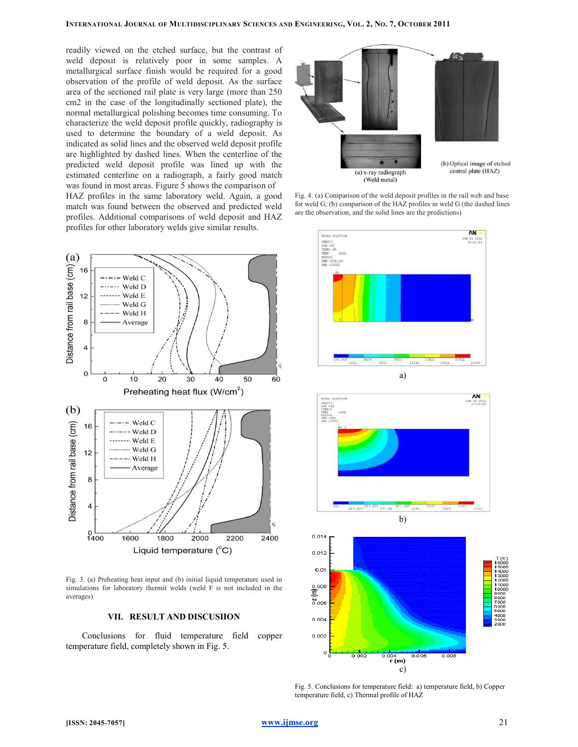readily viewed on the etched surface, but the contrast of weld deposit is relatively poor in some samples. A metallurgical surface finish would be required for a good observation of the profile of weld deposit. As the surface area of the sectioned rail plate is very large (more than 250 cm2 in the case of the longitudinally sectioned plate), the normal metallurgical polishing becomes time consuming. To characterize the weld deposit profile quickly, radiography is used to determine the boundary of a weld deposit. As indicated as solid lines and the observed weld deposit profile are highlighted by dashed lines. When the centerline of the predicted weld deposit profile was lined up with the estimated centerline on a radiograph, a fairly good match was found in most areas. Figure 5 shows the comparison of HAZ profiles in the same laboratory weld. Again, a good match was found between the observed and predicted weld profiles. Additional comparisons of weld deposit and HAZ profiles for other laboratory welds give similar results.

Fig. 3. (a) Preheating heat input and (b) initial liquid temperature used in simulations for laboratory thermit welds (weld F is not included in the averages)

Fig. 4. (a) Comparison of the weld deposit profiles in the rail web and base for weld G; (b) comparison of the HAZ profiles in weld G (the dashed lines are the observation, and the solid lines are the predictions)

## VII. RESULT AND DISCUSIION

Conclusions for fluid temperature field copper temperature field, completely shown in Fig. 5.

Fig. 5. Conclusions for temperature field: a) temperature field, b) Copper temperature field, c) Thermal profile of HAZ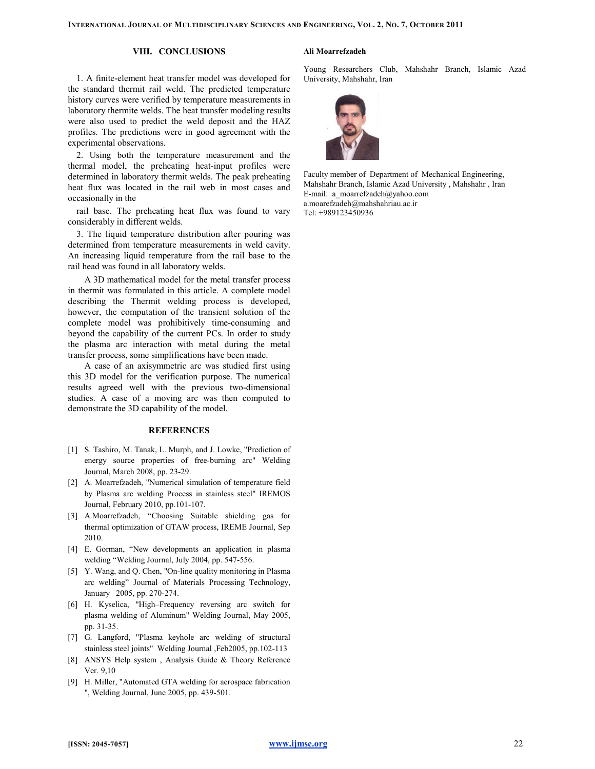## VIII. CONCLUSIONS

1. A finite-element heat transfer model was developed for the standard thermit rail weld. The predicted temperature history curves were verified by temperature measurements in laboratory thermite welds. The heat transfer modeling results were also used to predict the weld deposit and the HAZ profiles. The predictions were in good agreement with the experimental observations.

2. Using both the temperature measurement and the thermal model, the preheating heat-input profiles were determined in laboratory thermit welds. The peak preheating heat flux was located in the rail web in most cases and occasionally in the rail base. The preheating heat flux was found to vary considerably in different welds.

3. The liquid temperature distribution after pouring was determined from temperature measurements in weld cavity. An increasing liquid temperature from the rail base to the rail head was found in all laboratory welds.

A 3D mathematical model for the metal transfer process in thermit was formulated in this article. A complete model describing the Thermit welding process is developed, however, the computation of the transient solution of the complete model was prohibitively time-consuming and beyond the capability of the current PCs. In order to study the plasma arc interaction with metal during the metal transfer process, some simplifications have been made.

A case of an axisymmetric arc was studied first using this 3D model for the verification purpose. The numerical results agreed well with the previous two-dimensional studies. A case of a moving arc was then computed to demonstrate the 3D capability of the model.

## REFERENCES

[1] S. Tashiro, M. Tanak, L. Murph, and J. Lowke, "Prediction of energy source properties of free-burning arc" Welding Journal, March 2008, pp. 23-29.

[2] A. Moarrefzadeh, "Numerical simulation of temperature field by Plasma arc welding Process in stainless steel" IREMOS Journal, February 2010, pp.101-107.

[3] A.Moarrefzadeh, "Choosing Suitable shielding gas for thermal optimization of GTAW process, IREME Journal, Sep 2010.

[4] E. Gorman, "New developments an application in plasma welding "Welding Journal, July 2004, pp. 547-556.

[5] Y. Wang, and Q. Chen, "On-line quality monitoring in Plasma arc welding" Journal of Materials Processing Technology, January 2005, pp. 270-274.

[6] H. Kyselica, "High–Frequency reversing arc switch for plasma welding of Aluminum" Welding Journal, May 2005, pp. 31-35.

[7] G. Langford, "Plasma keyhole arc welding of structural stainless steel joints" Welding Journal ,Feb2005, pp.102-113

[8] ANSYS Help system , Analysis Guide & Theory Reference Ver. 9,10

[9] H. Miller, "Automated GTA welding for aerospace fabrication ", Welding Journal, June 2005, pp. 439-501.

**Ali Moarrefzadeh**

Young Researchers Club, Mahshahr Branch, Islamic Azad University, Mahshahr, Iran

Faculty member of Department of Mechanical Engineering, Mahshahr Branch, Islamic Azad University , Mahshahr , Iran
E-mail: a_moarrefzadeh@yahoo.com
a.moarefzadeh@mahshahriau.ac.ir
Tel: +989123450936